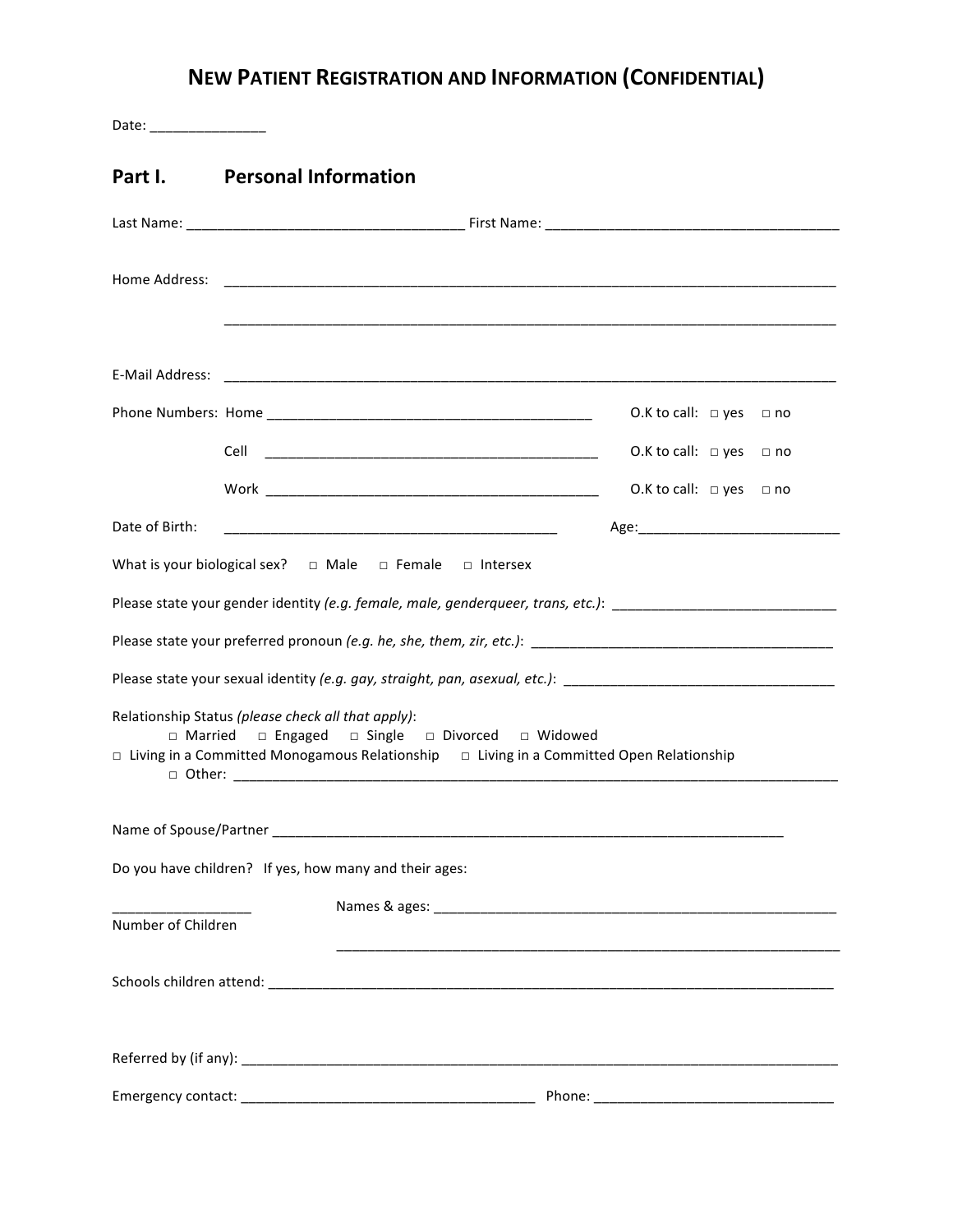# NEW PATIENT REGISTRATION AND INFORMATION (CONFIDENTIAL)

Date: _______________

## Part I. Personal Information

Last Name: ____________________________________ First Name: ______________________________________

Home Address: ________________________________________________________________________________

________________________________________________________________________________

E-Mail Address: ________________________________________________________________________________

Phone Numbers: Home ___________________________________________ O.K to call: □ yes □ no

Cell ___________________________________________ O.K to call: □ yes □ no

Work ___________________________________________ O.K to call: □ yes □ no

Date of Birth: ___________________________________________ Age:__________________________

What is your biological sex? □ Male □ Female □ Intersex

Please state your gender identity *(e.g. female, male, genderqueer, trans, etc.)*: _____________________________

Please state your preferred pronoun *(e.g. he, she, them, zir, etc.)*: ______________________________________

Please state your sexual identity *(e.g. gay, straight, pan, asexual, etc.)*: ___________________________________

Relationship Status *(please check all that apply)*:
□ Married □ Engaged □ Single □ Divorced □ Widowed
□ Living in a Committed Monogamous Relationship □ Living in a Committed Open Relationship
□ Other: ________________________________________________________________________________

Name of Spouse/Partner _________________________________________________________________

Do you have children? If yes, how many and their ages:

__________________
Number of Children

Names & ages: ______________________________________________________

______________________________________________________________

Schools children attend: _______________________________________________________________________

Referred by (if any): _________________________________________________________________________

Emergency contact: ______________________________________ Phone: _______________________________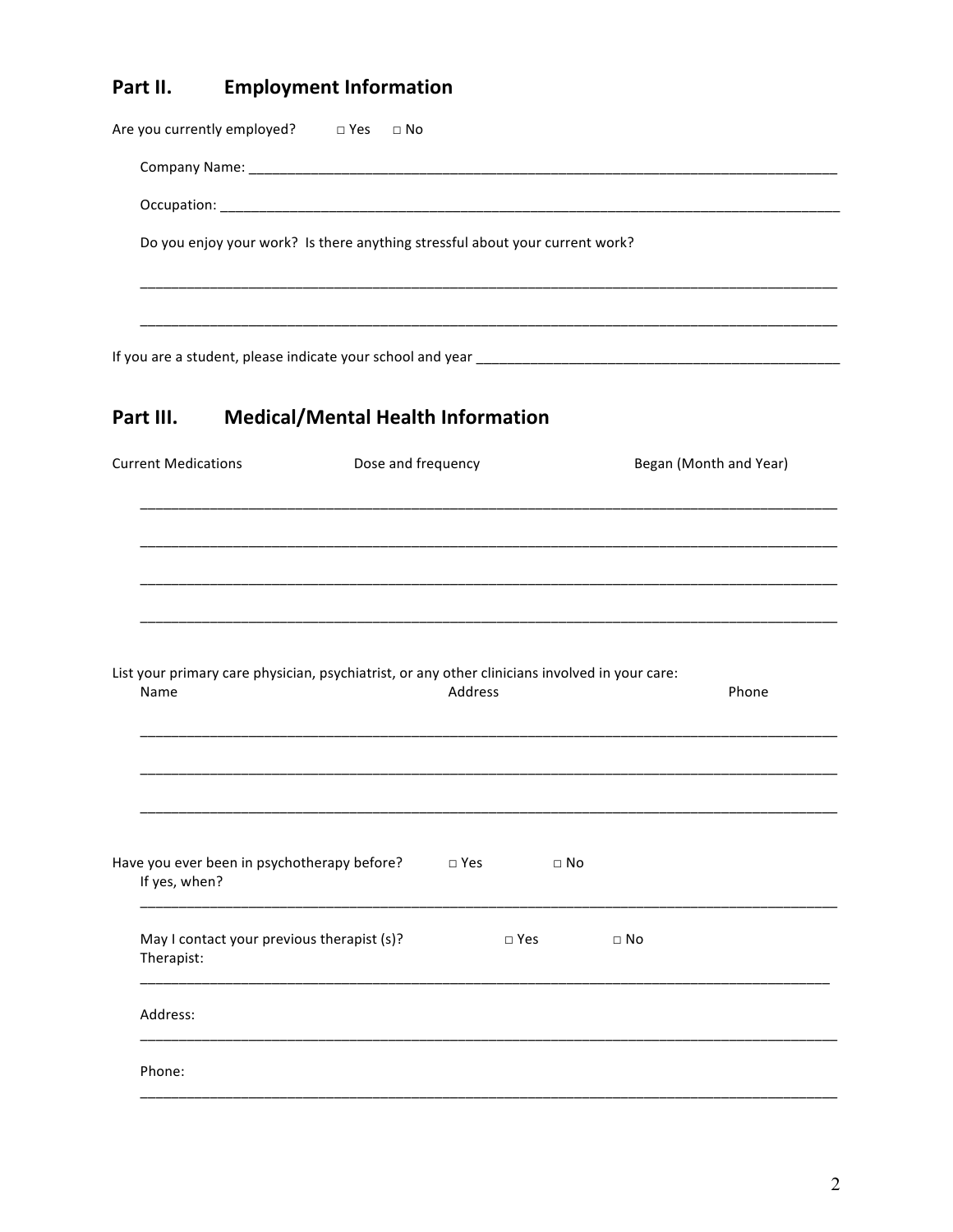## Part II. Employment Information

Are you currently employed? □ Yes □ No

Company Name: ___________________________________________________________________________

Occupation: ______________________________________________________________________________

Do you enjoy your work? Is there anything stressful about your current work?

______________________________________________________________________________________

______________________________________________________________________________________

If you are a student, please indicate your school and year _______________________________________

## Part III. Medical/Mental Health Information

| Current Medications | Dose and frequency | Began (Month and Year) |
|---|---|---|
| | | |
| | | |
| | | |
| | | |

List your primary care physician, psychiatrist, or any other clinicians involved in your care:

| Name | Address | Phone |
|---|---|---|
| | | |
| | | |
| | | |

Have you ever been in psychotherapy before? □ Yes □ No

If yes, when?

______________________________________________________________________________________

May I contact your previous therapist (s)? □ Yes □ No

Therapist:

______________________________________________________________________________________

Address:

______________________________________________________________________________________

Phone:

______________________________________________________________________________________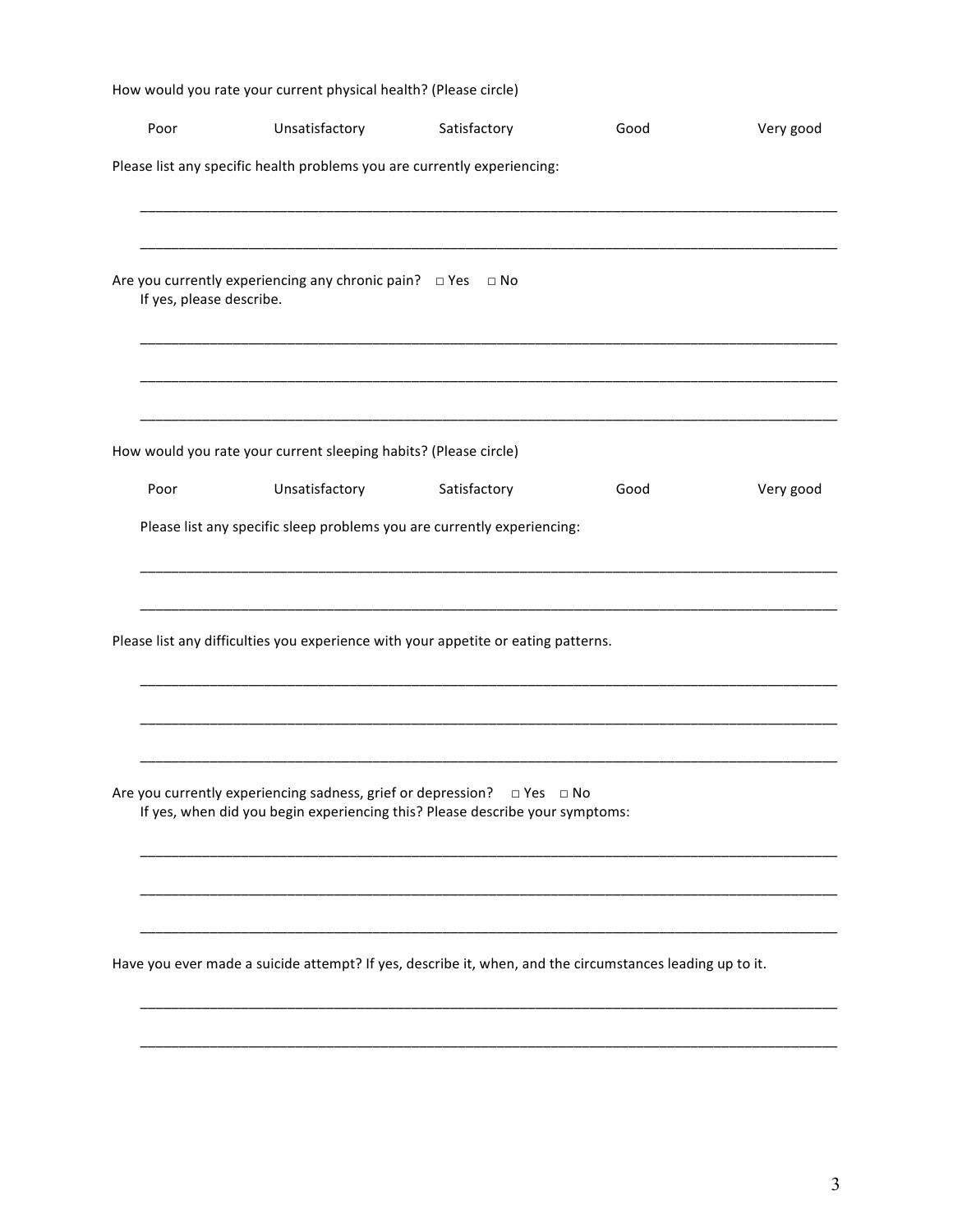How would you rate your current physical health? (Please circle)

| Poor | Unsatisfactory | Satisfactory | Good | Very good |
|---|---|---|---|---|

Please list any specific health problems you are currently experiencing:

_______________________________________________________________________________________

_______________________________________________________________________________________

Are you currently experiencing any chronic pain? □ Yes □ No
If yes, please describe.

_______________________________________________________________________________________

_______________________________________________________________________________________

_______________________________________________________________________________________

How would you rate your current sleeping habits? (Please circle)

| Poor | Unsatisfactory | Satisfactory | Good | Very good |
|---|---|---|---|---|

Please list any specific sleep problems you are currently experiencing:

_______________________________________________________________________________________

_______________________________________________________________________________________

Please list any difficulties you experience with your appetite or eating patterns.

_______________________________________________________________________________________

_______________________________________________________________________________________

_______________________________________________________________________________________

Are you currently experiencing sadness, grief or depression? □ Yes □ No
If yes, when did you begin experiencing this? Please describe your symptoms:

_______________________________________________________________________________________

_______________________________________________________________________________________

_______________________________________________________________________________________

Have you ever made a suicide attempt? If yes, describe it, when, and the circumstances leading up to it.

_______________________________________________________________________________________

_______________________________________________________________________________________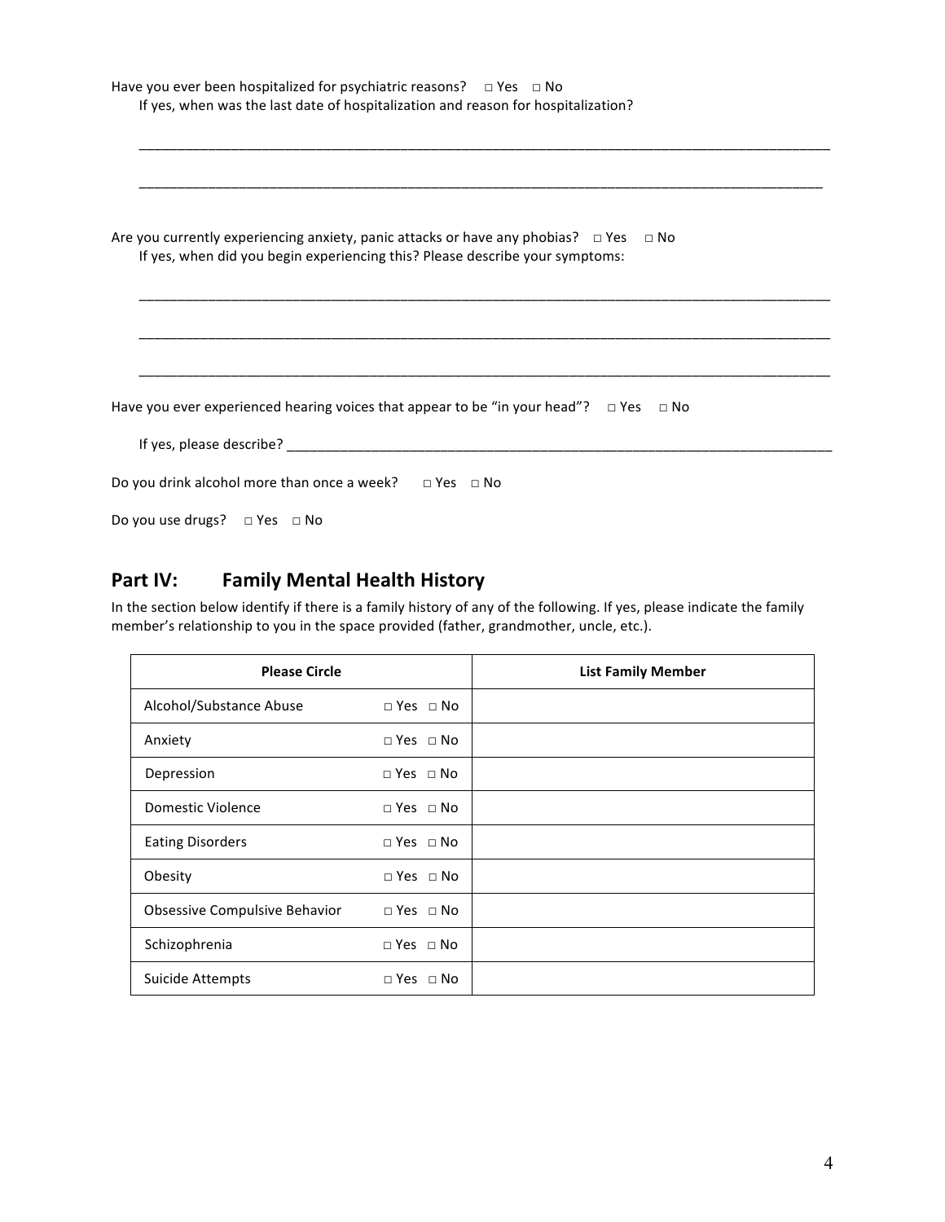Have you ever been hospitalized for psychiatric reasons? □ Yes □ No

If yes, when was the last date of hospitalization and reason for hospitalization?

_______________________________________________________________________________________

_______________________________________________________________________________________

Are you currently experiencing anxiety, panic attacks or have any phobias? □ Yes □ No

If yes, when did you begin experiencing this? Please describe your symptoms:

_______________________________________________________________________________________

_______________________________________________________________________________________

_______________________________________________________________________________________

Have you ever experienced hearing voices that appear to be "in your head"? □ Yes □ No

If yes, please describe? ________________________________________________________________

Do you drink alcohol more than once a week? □ Yes □ No

Do you use drugs? □ Yes □ No

## Part IV: Family Mental Health History

In the section below identify if there is a family history of any of the following. If yes, please indicate the family member's relationship to you in the space provided (father, grandmother, uncle, etc.).

| Please Circle | | List Family Member |
|---|---|---|
| Alcohol/Substance Abuse | □ Yes □ No | |
| Anxiety | □ Yes □ No | |
| Depression | □ Yes □ No | |
| Domestic Violence | □ Yes □ No | |
| Eating Disorders | □ Yes □ No | |
| Obesity | □ Yes □ No | |
| Obsessive Compulsive Behavior | □ Yes □ No | |
| Schizophrenia | □ Yes □ No | |
| Suicide Attempts | □ Yes □ No | |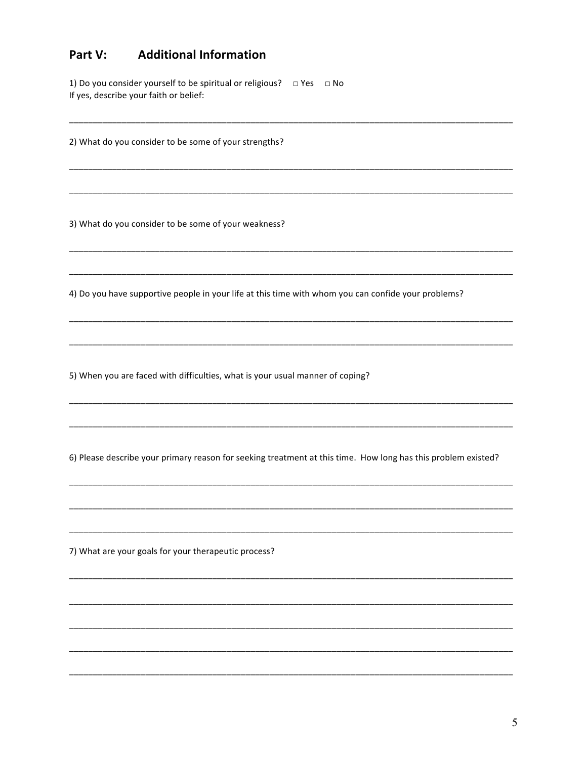## Part V: Additional Information

1) Do you consider yourself to be spiritual or religious? □ Yes □ No
If yes, describe your faith or belief:

______________________________________________________________________________________

2) What do you consider to be some of your strengths?

______________________________________________________________________________________

______________________________________________________________________________________

3) What do you consider to be some of your weakness?

______________________________________________________________________________________

______________________________________________________________________________________

4) Do you have supportive people in your life at this time with whom you can confide your problems?

______________________________________________________________________________________

______________________________________________________________________________________

5) When you are faced with difficulties, what is your usual manner of coping?

______________________________________________________________________________________

______________________________________________________________________________________

6) Please describe your primary reason for seeking treatment at this time. How long has this problem existed?

______________________________________________________________________________________

______________________________________________________________________________________

______________________________________________________________________________________

7) What are your goals for your therapeutic process?

______________________________________________________________________________________

______________________________________________________________________________________

______________________________________________________________________________________

______________________________________________________________________________________

______________________________________________________________________________________